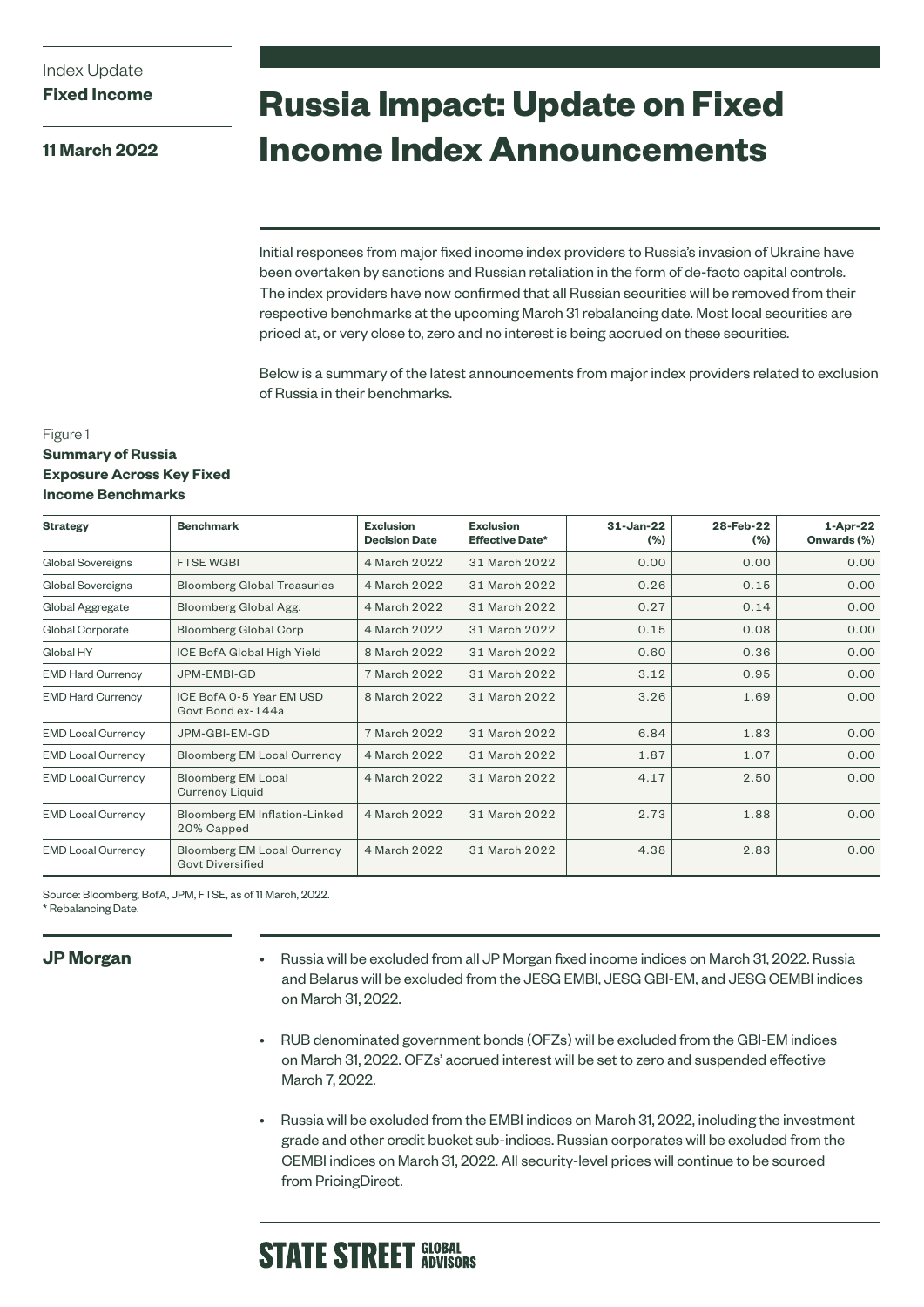Index Update
**Fixed Income**

**11 March 2022**

# Russia Impact: Update on Fixed Income Index Announcements

Initial responses from major fixed income index providers to Russia's invasion of Ukraine have been overtaken by sanctions and Russian retaliation in the form of de-facto capital controls. The index providers have now confirmed that all Russian securities will be removed from their respective benchmarks at the upcoming March 31 rebalancing date. Most local securities are priced at, or very close to, zero and no interest is being accrued on these securities.

Below is a summary of the latest announcements from major index providers related to exclusion of Russia in their benchmarks.

Figure 1
**Summary of Russia Exposure Across Key Fixed Income Benchmarks**

| Strategy | Benchmark | Exclusion Decision Date | Exclusion Effective Date* | 31-Jan-22 (%) | 28-Feb-22 (%) | 1-Apr-22 Onwards (%) |
|---|---|---|---|---|---|---|
| Global Sovereigns | FTSE WGBI | 4 March 2022 | 31 March 2022 | 0.00 | 0.00 | 0.00 |
| Global Sovereigns | Bloomberg Global Treasuries | 4 March 2022 | 31 March 2022 | 0.26 | 0.15 | 0.00 |
| Global Aggregate | Bloomberg Global Agg. | 4 March 2022 | 31 March 2022 | 0.27 | 0.14 | 0.00 |
| Global Corporate | Bloomberg Global Corp | 4 March 2022 | 31 March 2022 | 0.15 | 0.08 | 0.00 |
| Global HY | ICE BofA Global High Yield | 8 March 2022 | 31 March 2022 | 0.60 | 0.36 | 0.00 |
| EMD Hard Currency | JPM-EMBI-GD | 7 March 2022 | 31 March 2022 | 3.12 | 0.95 | 0.00 |
| EMD Hard Currency | ICE BofA 0-5 Year EM USD Govt Bond ex-144a | 8 March 2022 | 31 March 2022 | 3.26 | 1.69 | 0.00 |
| EMD Local Currency | JPM-GBI-EM-GD | 7 March 2022 | 31 March 2022 | 6.84 | 1.83 | 0.00 |
| EMD Local Currency | Bloomberg EM Local Currency | 4 March 2022 | 31 March 2022 | 1.87 | 1.07 | 0.00 |
| EMD Local Currency | Bloomberg EM Local Currency Liquid | 4 March 2022 | 31 March 2022 | 4.17 | 2.50 | 0.00 |
| EMD Local Currency | Bloomberg EM Inflation-Linked 20% Capped | 4 March 2022 | 31 March 2022 | 2.73 | 1.88 | 0.00 |
| EMD Local Currency | Bloomberg EM Local Currency Govt Diversified | 4 March 2022 | 31 March 2022 | 4.38 | 2.83 | 0.00 |

Source: Bloomberg, BofA, JPM, FTSE, as of 11 March, 2022.
* Rebalancing Date.

## JP Morgan

- Russia will be excluded from all JP Morgan fixed income indices on March 31, 2022. Russia and Belarus will be excluded from the JESG EMBI, JESG GBI-EM, and JESG CEMBI indices on March 31, 2022.
- RUB denominated government bonds (OFZs) will be excluded from the GBI-EM indices on March 31, 2022. OFZs' accrued interest will be set to zero and suspended effective March 7, 2022.
- Russia will be excluded from the EMBI indices on March 31, 2022, including the investment grade and other credit bucket sub-indices. Russian corporates will be excluded from the CEMBI indices on March 31, 2022. All security-level prices will continue to be sourced from PricingDirect.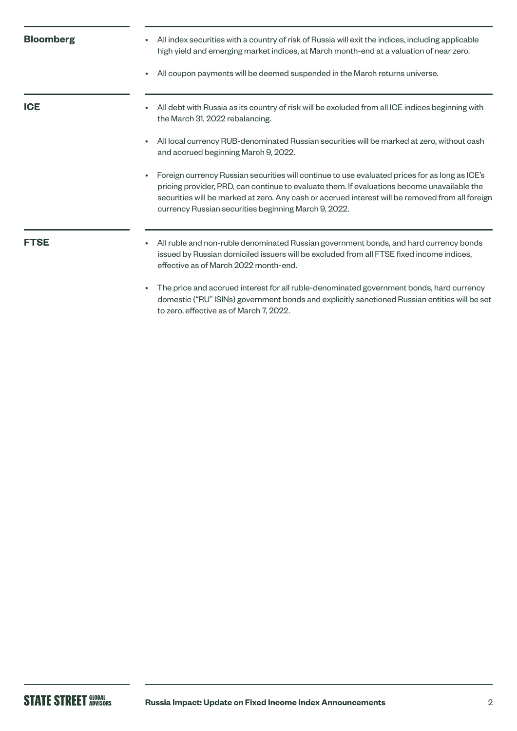**Bloomberg**

- All index securities with a country of risk of Russia will exit the indices, including applicable high yield and emerging market indices, at March month-end at a valuation of near zero.
- All coupon payments will be deemed suspended in the March returns universe.

**ICE**

- All debt with Russia as its country of risk will be excluded from all ICE indices beginning with the March 31, 2022 rebalancing.
- All local currency RUB-denominated Russian securities will be marked at zero, without cash and accrued beginning March 9, 2022.
- Foreign currency Russian securities will continue to use evaluated prices for as long as ICE's pricing provider, PRD, can continue to evaluate them. If evaluations become unavailable the securities will be marked at zero. Any cash or accrued interest will be removed from all foreign currency Russian securities beginning March 9, 2022.

**FTSE**

- All ruble and non-ruble denominated Russian government bonds, and hard currency bonds issued by Russian domiciled issuers will be excluded from all FTSE fixed income indices, effective as of March 2022 month-end.
- The price and accrued interest for all ruble-denominated government bonds, hard currency domestic ("RU" ISINs) government bonds and explicitly sanctioned Russian entities will be set to zero, effective as of March 7, 2022.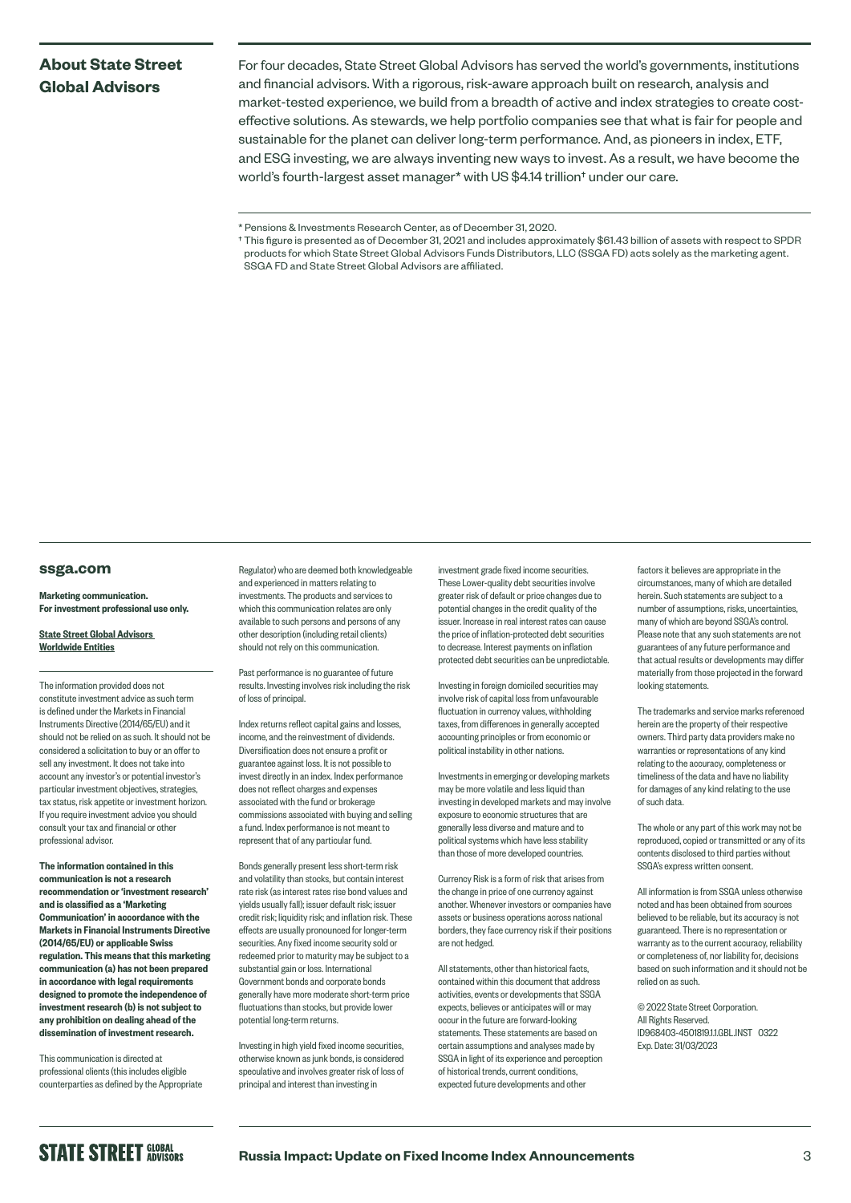## About State Street Global Advisors

For four decades, State Street Global Advisors has served the world's governments, institutions and financial advisors. With a rigorous, risk-aware approach built on research, analysis and market-tested experience, we build from a breadth of active and index strategies to create cost-effective solutions. As stewards, we help portfolio companies see that what is fair for people and sustainable for the planet can deliver long-term performance. And, as pioneers in index, ETF, and ESG investing, we are always inventing new ways to invest. As a result, we have become the world's fourth-largest asset manager* with US $4.14 trillion† under our care.

\* Pensions & Investments Research Center, as of December 31, 2020.

† This figure is presented as of December 31, 2021 and includes approximately $61.43 billion of assets with respect to SPDR products for which State Street Global Advisors Funds Distributors, LLC (SSGA FD) acts solely as the marketing agent. SSGA FD and State Street Global Advisors are affiliated.

**ssga.com**

**Marketing communication.**
**For investment professional use only.**

**State Street Global Advisors Worldwide Entities**

The information provided does not constitute investment advice as such term is defined under the Markets in Financial Instruments Directive (2014/65/EU) and it should not be relied on as such. It should not be considered a solicitation to buy or an offer to sell any investment. It does not take into account any investor's or potential investor's particular investment objectives, strategies, tax status, risk appetite or investment horizon. If you require investment advice you should consult your tax and financial or other professional advisor.

**The information contained in this communication is not a research recommendation or 'investment research' and is classified as a 'Marketing Communication' in accordance with the Markets in Financial Instruments Directive (2014/65/EU) or applicable Swiss regulation. This means that this marketing communication (a) has not been prepared in accordance with legal requirements designed to promote the independence of investment research (b) is not subject to any prohibition on dealing ahead of the dissemination of investment research.**

This communication is directed at professional clients (this includes eligible counterparties as defined by the Appropriate Regulator) who are deemed both knowledgeable and experienced in matters relating to investments. The products and services to which this communication relates are only available to such persons and persons of any other description (including retail clients) should not rely on this communication.

Past performance is no guarantee of future results. Investing involves risk including the risk of loss of principal.

Index returns reflect capital gains and losses, income, and the reinvestment of dividends. Diversification does not ensure a profit or guarantee against loss. It is not possible to invest directly in an index. Index performance does not reflect charges and expenses associated with the fund or brokerage commissions associated with buying and selling a fund. Index performance is not meant to represent that of any particular fund.

Bonds generally present less short-term risk and volatility than stocks, but contain interest rate risk (as interest rates rise bond values and yields usually fall); issuer default risk; issuer credit risk; liquidity risk; and inflation risk. These effects are usually pronounced for longer-term securities. Any fixed income security sold or redeemed prior to maturity may be subject to a substantial gain or loss. International Government bonds and corporate bonds generally have more moderate short-term price fluctuations than stocks, but provide lower potential long-term returns.

Investing in high yield fixed income securities, otherwise known as junk bonds, is considered speculative and involves greater risk of loss of principal and interest than investing in investment grade fixed income securities. These Lower-quality debt securities involve greater risk of default or price changes due to potential changes in the credit quality of the issuer. Increase in real interest rates can cause the price of inflation-protected debt securities to decrease. Interest payments on inflation protected debt securities can be unpredictable.

Investing in foreign domiciled securities may involve risk of capital loss from unfavourable fluctuation in currency values, withholding taxes, from differences in generally accepted accounting principles or from economic or political instability in other nations.

Investments in emerging or developing markets may be more volatile and less liquid than investing in developed markets and may involve exposure to economic structures that are generally less diverse and mature and to political systems which have less stability than those of more developed countries.

Currency Risk is a form of risk that arises from the change in price of one currency against another. Whenever investors or companies have assets or business operations across national borders, they face currency risk if their positions are not hedged.

All statements, other than historical facts, contained within this document that address activities, events or developments that SSGA expects, believes or anticipates will or may occur in the future are forward-looking statements. These statements are based on certain assumptions and analyses made by SSGA in light of its experience and perception of historical trends, current conditions, expected future developments and other factors it believes are appropriate in the circumstances, many of which are detailed herein. Such statements are subject to a number of assumptions, risks, uncertainties, many of which are beyond SSGA's control. Please note that any such statements are not guarantees of any future performance and that actual results or developments may differ materially from those projected in the forward looking statements.

The trademarks and service marks referenced herein are the property of their respective owners. Third party data providers make no warranties or representations of any kind relating to the accuracy, completeness or timeliness of the data and have no liability for damages of any kind relating to the use of such data.

The whole or any part of this work may not be reproduced, copied or transmitted or any of its contents disclosed to third parties without SSGA's express written consent.

All information is from SSGA unless otherwise noted and has been obtained from sources believed to be reliable, but its accuracy is not guaranteed. There is no representation or warranty as to the current accuracy, reliability or completeness of, nor liability for, decisions based on such information and it should not be relied on as such.

© 2022 State Street Corporation.
All Rights Reserved.
ID968403-4501819.1.1.GBL.INST 0322
Exp. Date: 31/03/2023